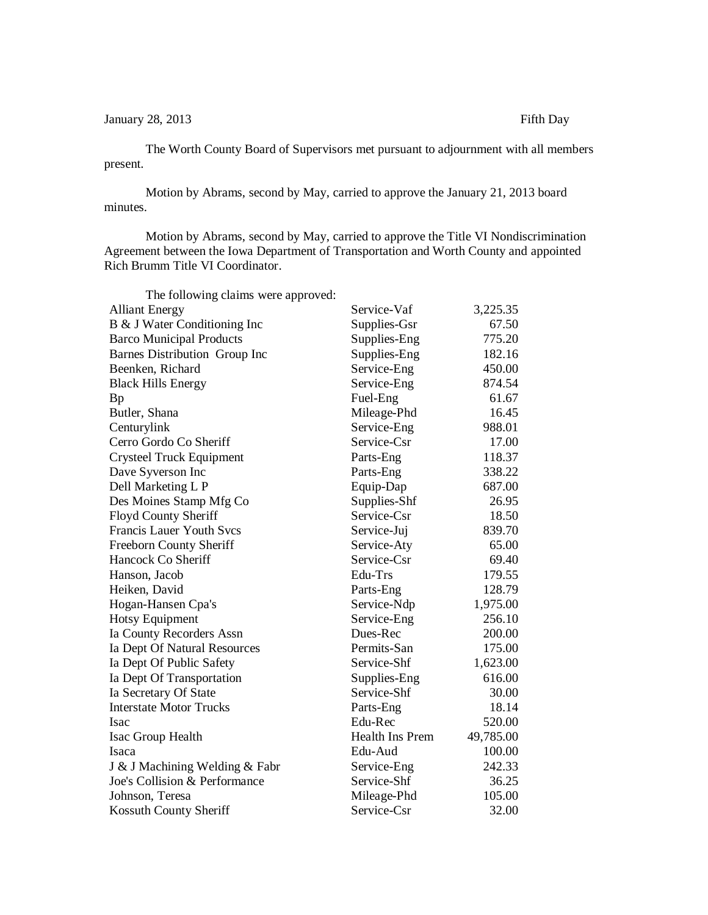January 28, 2013 Fifth Day

The Worth County Board of Supervisors met pursuant to adjournment with all members present.

Motion by Abrams, second by May, carried to approve the January 21, 2013 board minutes.

Motion by Abrams, second by May, carried to approve the Title VI Nondiscrimination Agreement between the Iowa Department of Transportation and Worth County and appointed Rich Brumm Title VI Coordinator.

The following claims were approved:

| | | |
|---|---|---|
| Alliant Energy | Service-Vaf | 3,225.35 |
| B & J Water Conditioning Inc | Supplies-Gsr | 67.50 |
| Barco Municipal Products | Supplies-Eng | 775.20 |
| Barnes Distribution Group Inc | Supplies-Eng | 182.16 |
| Beenken, Richard | Service-Eng | 450.00 |
| Black Hills Energy | Service-Eng | 874.54 |
| Bp | Fuel-Eng | 61.67 |
| Butler, Shana | Mileage-Phd | 16.45 |
| Centurylink | Service-Eng | 988.01 |
| Cerro Gordo Co Sheriff | Service-Csr | 17.00 |
| Crysteel Truck Equipment | Parts-Eng | 118.37 |
| Dave Syverson Inc | Parts-Eng | 338.22 |
| Dell Marketing L P | Equip-Dap | 687.00 |
| Des Moines Stamp Mfg Co | Supplies-Shf | 26.95 |
| Floyd County Sheriff | Service-Csr | 18.50 |
| Francis Lauer Youth Svcs | Service-Juj | 839.70 |
| Freeborn County Sheriff | Service-Aty | 65.00 |
| Hancock Co Sheriff | Service-Csr | 69.40 |
| Hanson, Jacob | Edu-Trs | 179.55 |
| Heiken, David | Parts-Eng | 128.79 |
| Hogan-Hansen Cpa's | Service-Ndp | 1,975.00 |
| Hotsy Equipment | Service-Eng | 256.10 |
| Ia County Recorders Assn | Dues-Rec | 200.00 |
| Ia Dept Of Natural Resources | Permits-San | 175.00 |
| Ia Dept Of Public Safety | Service-Shf | 1,623.00 |
| Ia Dept Of Transportation | Supplies-Eng | 616.00 |
| Ia Secretary Of State | Service-Shf | 30.00 |
| Interstate Motor Trucks | Parts-Eng | 18.14 |
| Isac | Edu-Rec | 520.00 |
| Isac Group Health | Health Ins Prem | 49,785.00 |
| Isaca | Edu-Aud | 100.00 |
| J & J Machining Welding & Fabr | Service-Eng | 242.33 |
| Joe's Collision & Performance | Service-Shf | 36.25 |
| Johnson, Teresa | Mileage-Phd | 105.00 |
| Kossuth County Sheriff | Service-Csr | 32.00 |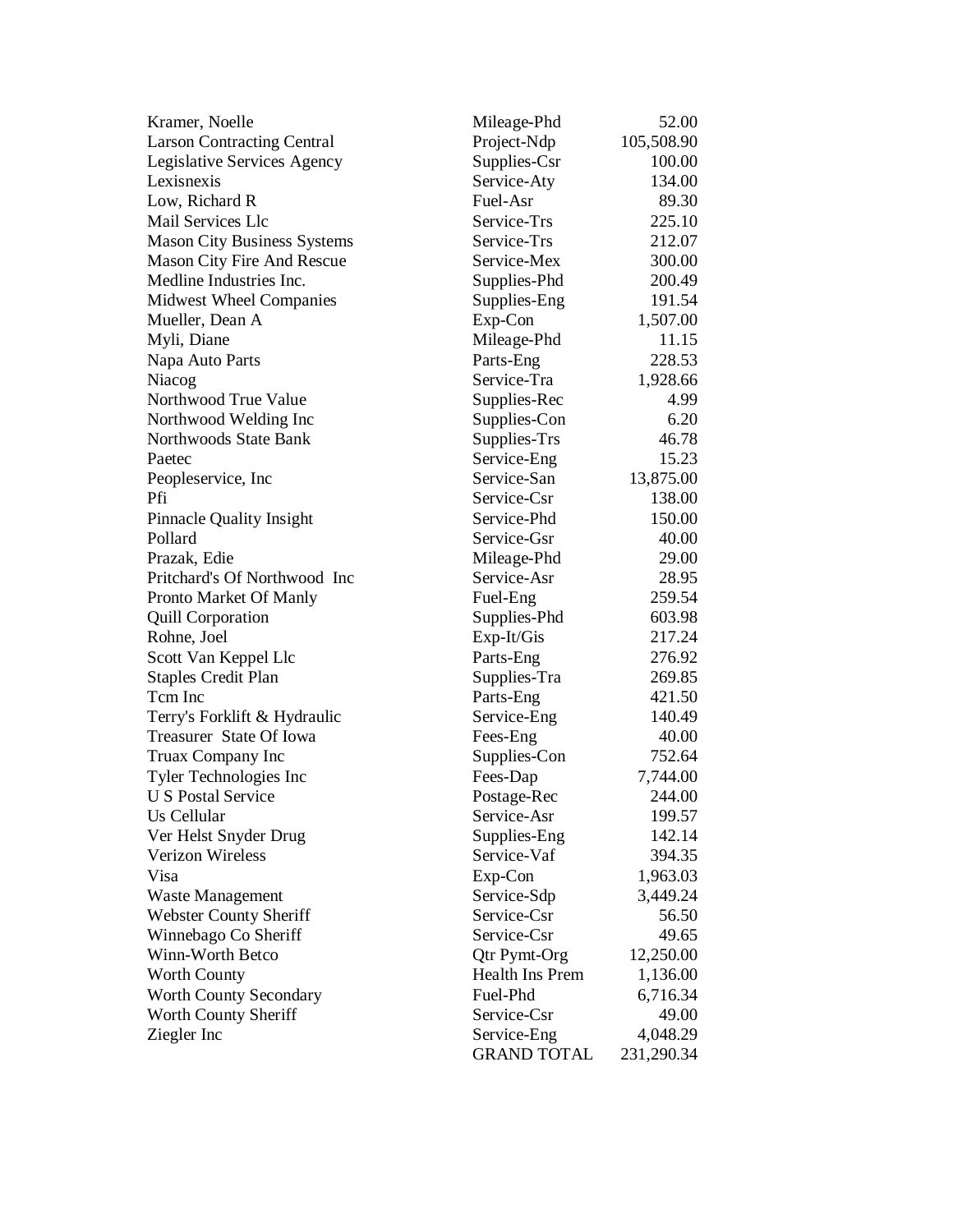| | | |
|---|---|---|
| Kramer, Noelle | Mileage-Phd | 52.00 |
| Larson Contracting Central | Project-Ndp | 105,508.90 |
| Legislative Services Agency | Supplies-Csr | 100.00 |
| Lexisnexis | Service-Aty | 134.00 |
| Low, Richard R | Fuel-Asr | 89.30 |
| Mail Services Llc | Service-Trs | 225.10 |
| Mason City Business Systems | Service-Trs | 212.07 |
| Mason City Fire And Rescue | Service-Mex | 300.00 |
| Medline Industries Inc. | Supplies-Phd | 200.49 |
| Midwest Wheel Companies | Supplies-Eng | 191.54 |
| Mueller, Dean A | Exp-Con | 1,507.00 |
| Myli, Diane | Mileage-Phd | 11.15 |
| Napa Auto Parts | Parts-Eng | 228.53 |
| Niacog | Service-Tra | 1,928.66 |
| Northwood True Value | Supplies-Rec | 4.99 |
| Northwood Welding Inc | Supplies-Con | 6.20 |
| Northwoods State Bank | Supplies-Trs | 46.78 |
| Paetec | Service-Eng | 15.23 |
| Peopleservice, Inc | Service-San | 13,875.00 |
| Pfi | Service-Csr | 138.00 |
| Pinnacle Quality Insight | Service-Phd | 150.00 |
| Pollard | Service-Gsr | 40.00 |
| Prazak, Edie | Mileage-Phd | 29.00 |
| Pritchard's Of Northwood Inc | Service-Asr | 28.95 |
| Pronto Market Of Manly | Fuel-Eng | 259.54 |
| Quill Corporation | Supplies-Phd | 603.98 |
| Rohne, Joel | Exp-It/Gis | 217.24 |
| Scott Van Keppel Llc | Parts-Eng | 276.92 |
| Staples Credit Plan | Supplies-Tra | 269.85 |
| Tcm Inc | Parts-Eng | 421.50 |
| Terry's Forklift & Hydraulic | Service-Eng | 140.49 |
| Treasurer State Of Iowa | Fees-Eng | 40.00 |
| Truax Company Inc | Supplies-Con | 752.64 |
| Tyler Technologies Inc | Fees-Dap | 7,744.00 |
| U S Postal Service | Postage-Rec | 244.00 |
| Us Cellular | Service-Asr | 199.57 |
| Ver Helst Snyder Drug | Supplies-Eng | 142.14 |
| Verizon Wireless | Service-Vaf | 394.35 |
| Visa | Exp-Con | 1,963.03 |
| Waste Management | Service-Sdp | 3,449.24 |
| Webster County Sheriff | Service-Csr | 56.50 |
| Winnebago Co Sheriff | Service-Csr | 49.65 |
| Winn-Worth Betco | Qtr Pymt-Org | 12,250.00 |
| Worth County | Health Ins Prem | 1,136.00 |
| Worth County Secondary | Fuel-Phd | 6,716.34 |
| Worth County Sheriff | Service-Csr | 49.00 |
| Ziegler Inc | Service-Eng | 4,048.29 |
| | GRAND TOTAL | 231,290.34 |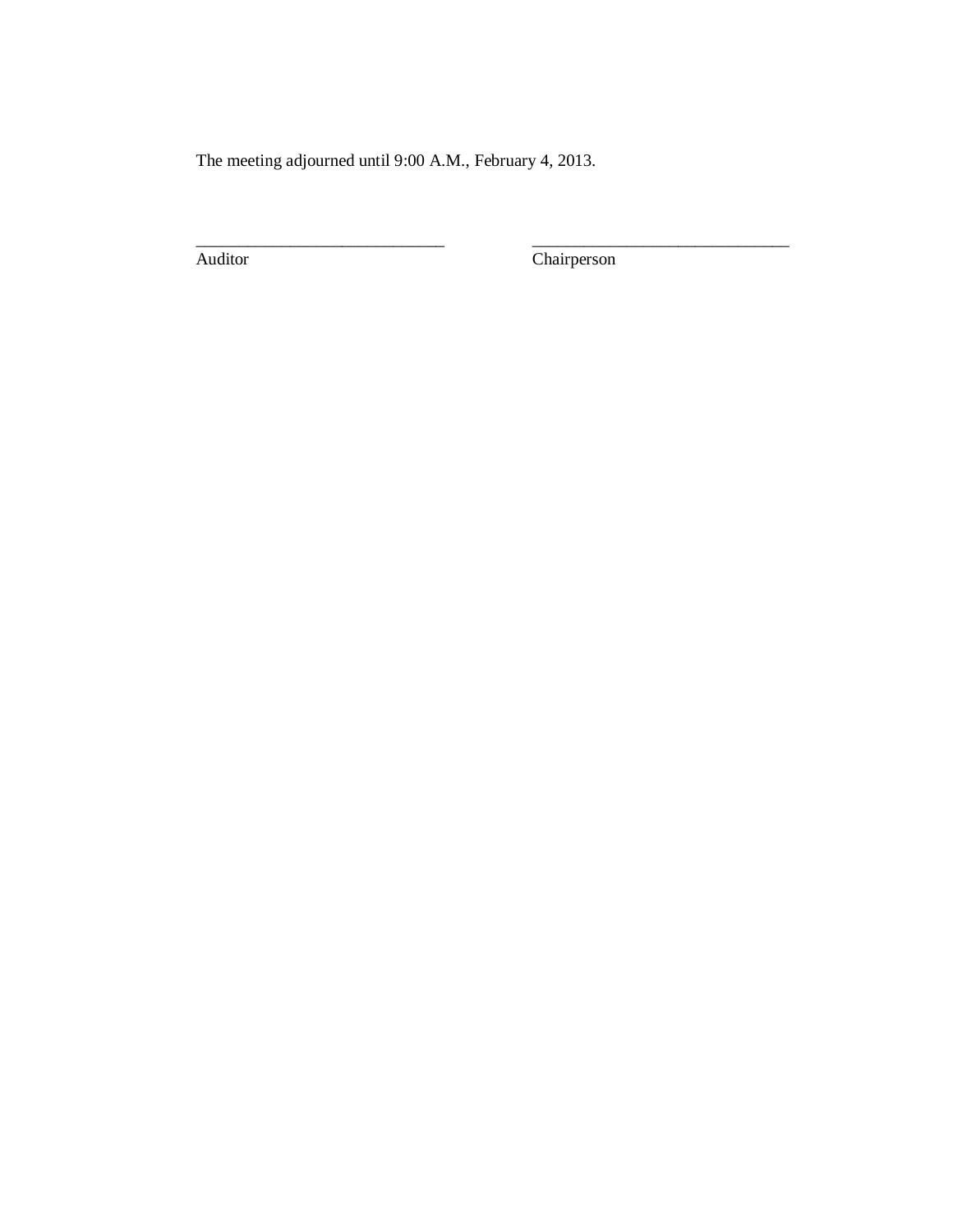The meeting adjourned until 9:00 A.M., February 4, 2013.

| | |
|---|---|
| ______________________________ | ______________________________ |
| Auditor | Chairperson |